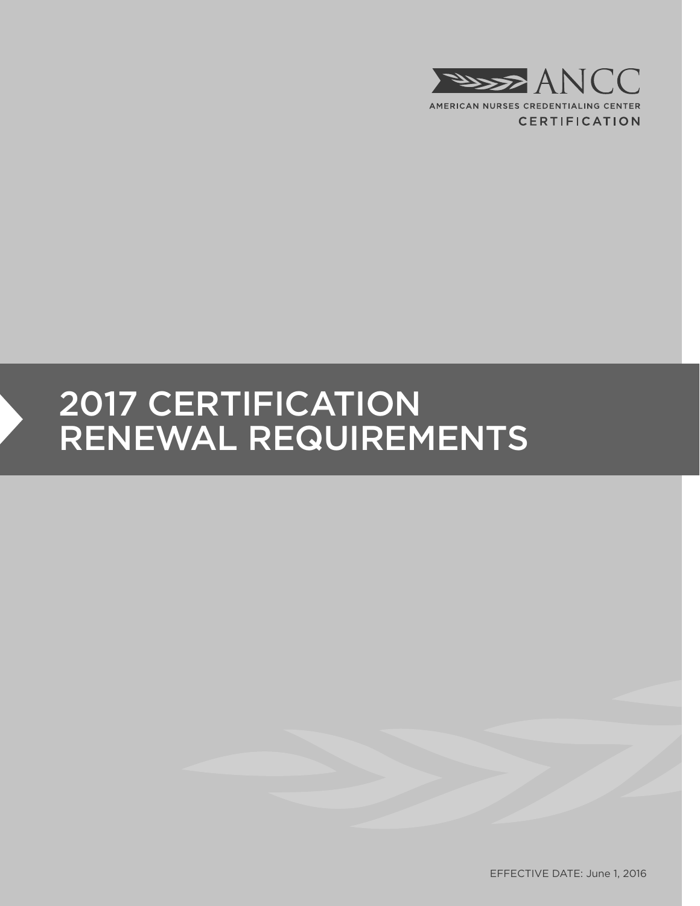ANCC

AMERICAN NURSES CREDENTIALING CENTER

CERTIFICATION

# 2017 CERTIFICATION RENEWAL REQUIREMENTS

EFFECTIVE DATE: June 1, 2016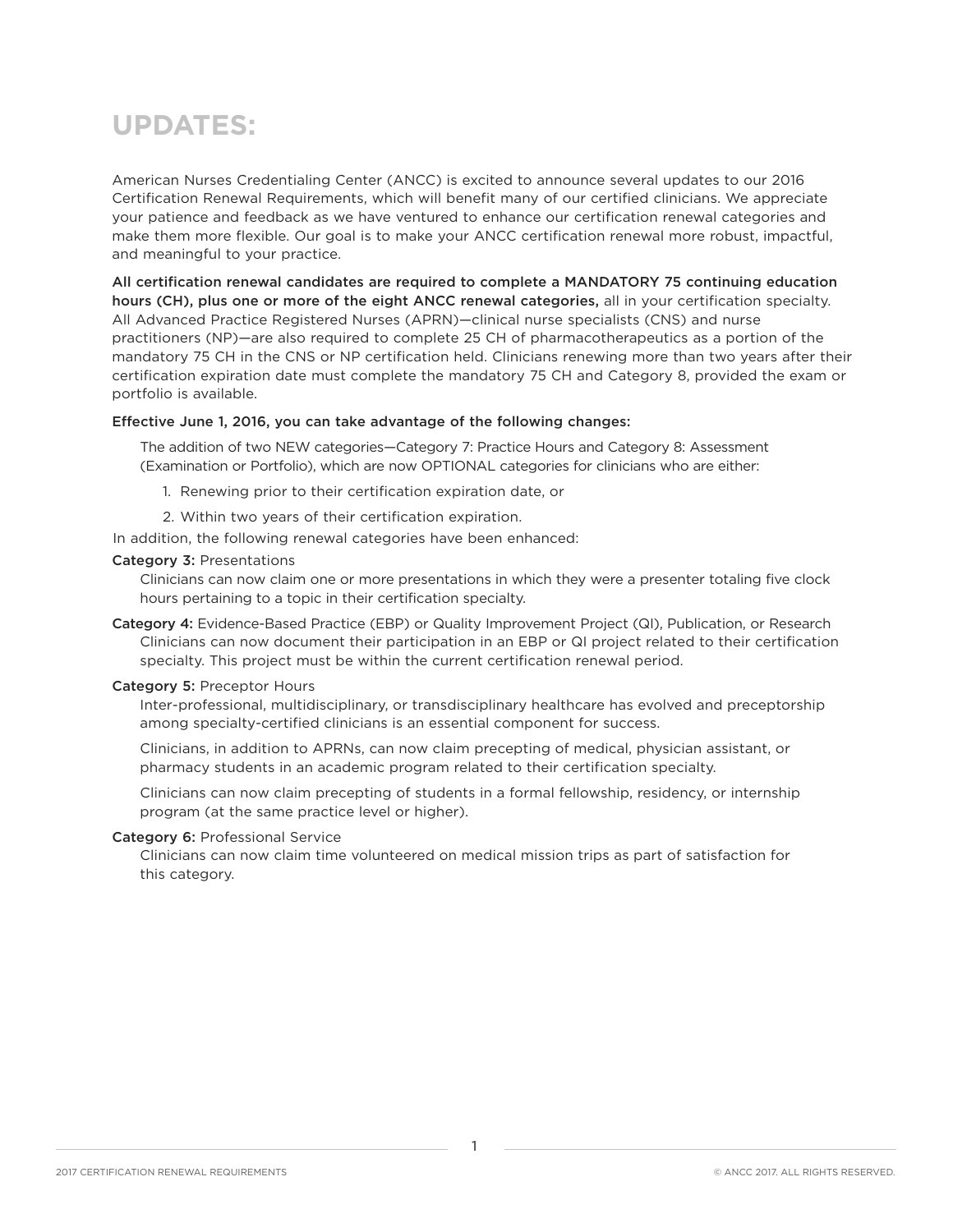# UPDATES:

American Nurses Credentialing Center (ANCC) is excited to announce several updates to our 2016 Certification Renewal Requirements, which will benefit many of our certified clinicians. We appreciate your patience and feedback as we have ventured to enhance our certification renewal categories and make them more flexible. Our goal is to make your ANCC certification renewal more robust, impactful, and meaningful to your practice.

**All certification renewal candidates are required to complete a MANDATORY 75 continuing education hours (CH), plus one or more of the eight ANCC renewal categories,** all in your certification specialty. All Advanced Practice Registered Nurses (APRN)—clinical nurse specialists (CNS) and nurse practitioners (NP)—are also required to complete 25 CH of pharmacotherapeutics as a portion of the mandatory 75 CH in the CNS or NP certification held. Clinicians renewing more than two years after their certification expiration date must complete the mandatory 75 CH and Category 8, provided the exam or portfolio is available.

**Effective June 1, 2016, you can take advantage of the following changes:**

The addition of two NEW categories—Category 7: Practice Hours and Category 8: Assessment (Examination or Portfolio), which are now OPTIONAL categories for clinicians who are either:

1. Renewing prior to their certification expiration date, or
2. Within two years of their certification expiration.

In addition, the following renewal categories have been enhanced:

**Category 3:** Presentations

Clinicians can now claim one or more presentations in which they were a presenter totaling five clock hours pertaining to a topic in their certification specialty.

**Category 4:** Evidence-Based Practice (EBP) or Quality Improvement Project (QI), Publication, or Research

Clinicians can now document their participation in an EBP or QI project related to their certification specialty. This project must be within the current certification renewal period.

**Category 5:** Preceptor Hours

Inter-professional, multidisciplinary, or transdisciplinary healthcare has evolved and preceptorship among specialty-certified clinicians is an essential component for success.

Clinicians, in addition to APRNs, can now claim precepting of medical, physician assistant, or pharmacy students in an academic program related to their certification specialty.

Clinicians can now claim precepting of students in a formal fellowship, residency, or internship program (at the same practice level or higher).

**Category 6:** Professional Service

Clinicians can now claim time volunteered on medical mission trips as part of satisfaction for this category.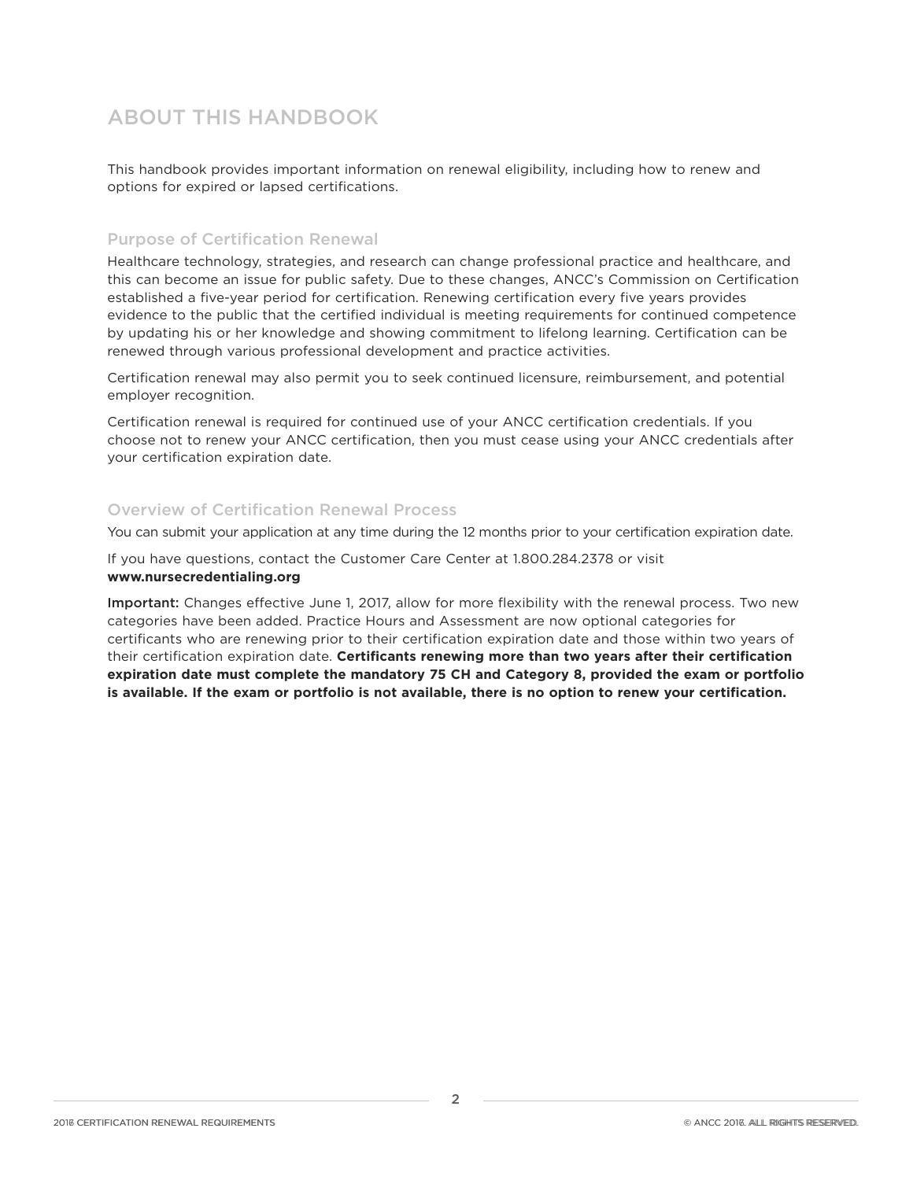# ABOUT THIS HANDBOOK

This handbook provides important information on renewal eligibility, including how to renew and options for expired or lapsed certifications.

## Purpose of Certification Renewal

Healthcare technology, strategies, and research can change professional practice and healthcare, and this can become an issue for public safety. Due to these changes, ANCC's Commission on Certification established a five-year period for certification. Renewing certification every five years provides evidence to the public that the certified individual is meeting requirements for continued competence by updating his or her knowledge and showing commitment to lifelong learning. Certification can be renewed through various professional development and practice activities.

Certification renewal may also permit you to seek continued licensure, reimbursement, and potential employer recognition.

Certification renewal is required for continued use of your ANCC certification credentials. If you choose not to renew your ANCC certification, then you must cease using your ANCC credentials after your certification expiration date.

## Overview of Certification Renewal Process

You can submit your application at any time during the 12 months prior to your certification expiration date.

If you have questions, contact the Customer Care Center at 1.800.284.2378 or visit **www.nursecredentialing.org**

**Important:** Changes effective June 1, 2017, allow for more flexibility with the renewal process. Two new categories have been added. Practice Hours and Assessment are now optional categories for certificants who are renewing prior to their certification expiration date and those within two years of their certification expiration date. **Certificants renewing more than two years after their certification expiration date must complete the mandatory 75 CH and Category 8, provided the exam or portfolio is available. If the exam or portfolio is not available, there is no option to renew your certification.**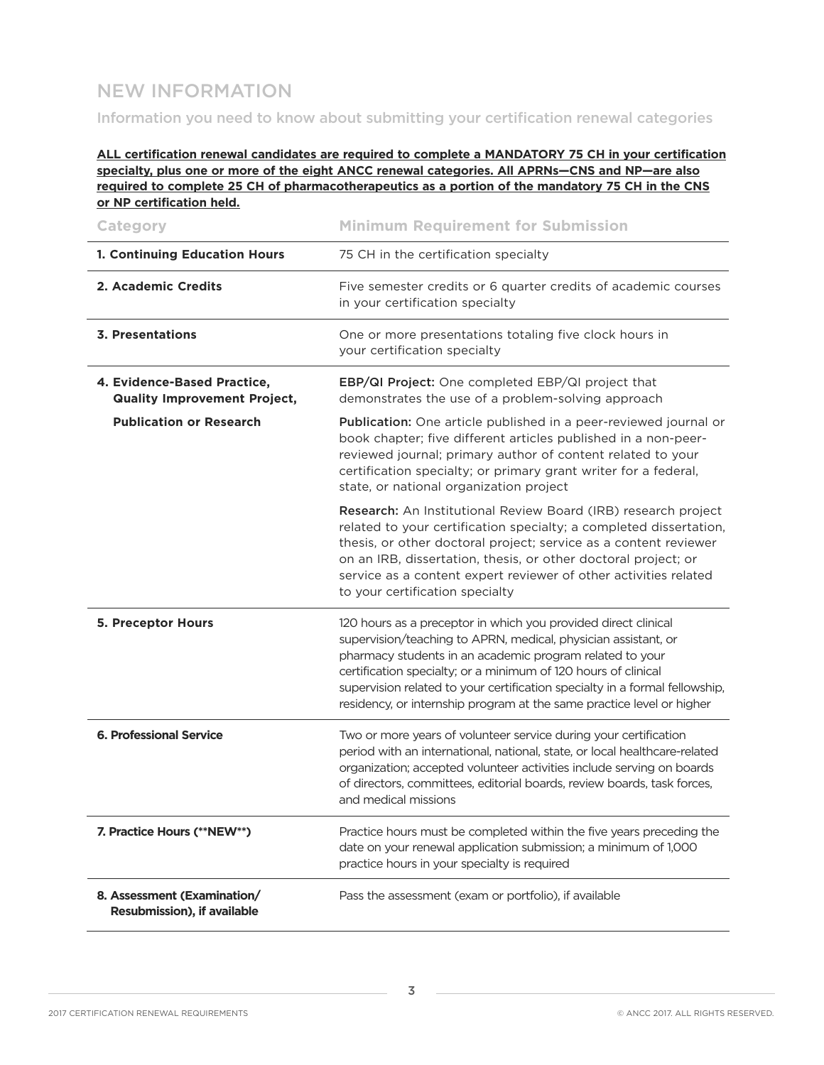## NEW INFORMATION

### Information you need to know about submitting your certification renewal categories

**ALL certification renewal candidates are required to complete a MANDATORY 75 CH in your certification specialty, plus one or more of the eight ANCC renewal categories. All APRNs—CNS and NP—are also required to complete 25 CH of pharmacotherapeutics as a portion of the mandatory 75 CH in the CNS or NP certification held.**

| Category | Minimum Requirement for Submission |
|---|---|
| **1. Continuing Education Hours** | 75 CH in the certification specialty |
| **2. Academic Credits** | Five semester credits or 6 quarter credits of academic courses in your certification specialty |
| **3. Presentations** | One or more presentations totaling five clock hours in your certification specialty |
| **4. Evidence-Based Practice, Quality Improvement Project, Publication or Research** | **EBP/QI Project:** One completed EBP/QI project that demonstrates the use of a problem-solving approach<br><br>**Publication:** One article published in a peer-reviewed journal or book chapter; five different articles published in a non-peer-reviewed journal; primary author of content related to your certification specialty; or primary grant writer for a federal, state, or national organization project<br><br>**Research:** An Institutional Review Board (IRB) research project related to your certification specialty; a completed dissertation, thesis, or other doctoral project; service as a content reviewer on an IRB, dissertation, thesis, or other doctoral project; or service as a content expert reviewer of other activities related to your certification specialty |
| **5. Preceptor Hours** | 120 hours as a preceptor in which you provided direct clinical supervision/teaching to APRN, medical, physician assistant, or pharmacy students in an academic program related to your certification specialty; or a minimum of 120 hours of clinical supervision related to your certification specialty in a formal fellowship, residency, or internship program at the same practice level or higher |
| **6. Professional Service** | Two or more years of volunteer service during your certification period with an international, national, state, or local healthcare-related organization; accepted volunteer activities include serving on boards of directors, committees, editorial boards, review boards, task forces, and medical missions |
| **7. Practice Hours (**NEW**)** | Practice hours must be completed within the five years preceding the date on your renewal application submission; a minimum of 1,000 practice hours in your specialty is required |
| **8. Assessment (Examination/ Resubmission), if available** | Pass the assessment (exam or portfolio), if available |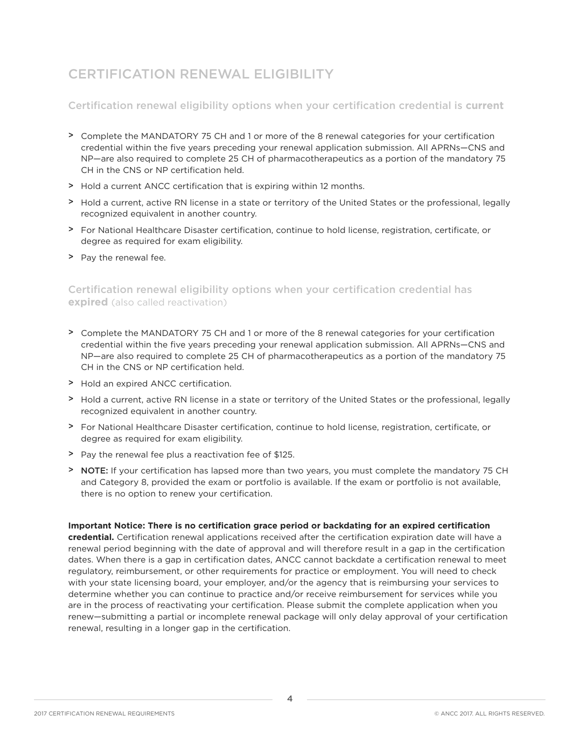# CERTIFICATION RENEWAL ELIGIBILITY

## Certification renewal eligibility options when your certification credential is **current**

- Complete the MANDATORY 75 CH and 1 or more of the 8 renewal categories for your certification credential within the five years preceding your renewal application submission. All APRNs—CNS and NP—are also required to complete 25 CH of pharmacotherapeutics as a portion of the mandatory 75 CH in the CNS or NP certification held.
- Hold a current ANCC certification that is expiring within 12 months.
- Hold a current, active RN license in a state or territory of the United States or the professional, legally recognized equivalent in another country.
- For National Healthcare Disaster certification, continue to hold license, registration, certificate, or degree as required for exam eligibility.
- Pay the renewal fee.

## Certification renewal eligibility options when your certification credential has **expired** (also called reactivation)

- Complete the MANDATORY 75 CH and 1 or more of the 8 renewal categories for your certification credential within the five years preceding your renewal application submission. All APRNs—CNS and NP—are also required to complete 25 CH of pharmacotherapeutics as a portion of the mandatory 75 CH in the CNS or NP certification held.
- Hold an expired ANCC certification.
- Hold a current, active RN license in a state or territory of the United States or the professional, legally recognized equivalent in another country.
- For National Healthcare Disaster certification, continue to hold license, registration, certificate, or degree as required for exam eligibility.
- Pay the renewal fee plus a reactivation fee of $125.
- **NOTE:** If your certification has lapsed more than two years, you must complete the mandatory 75 CH and Category 8, provided the exam or portfolio is available. If the exam or portfolio is not available, there is no option to renew your certification.

**Important Notice: There is no certification grace period or backdating for an expired certification credential.** Certification renewal applications received after the certification expiration date will have a renewal period beginning with the date of approval and will therefore result in a gap in the certification dates. When there is a gap in certification dates, ANCC cannot backdate a certification renewal to meet regulatory, reimbursement, or other requirements for practice or employment. You will need to check with your state licensing board, your employer, and/or the agency that is reimbursing your services to determine whether you can continue to practice and/or receive reimbursement for services while you are in the process of reactivating your certification. Please submit the complete application when you renew—submitting a partial or incomplete renewal package will only delay approval of your certification renewal, resulting in a longer gap in the certification.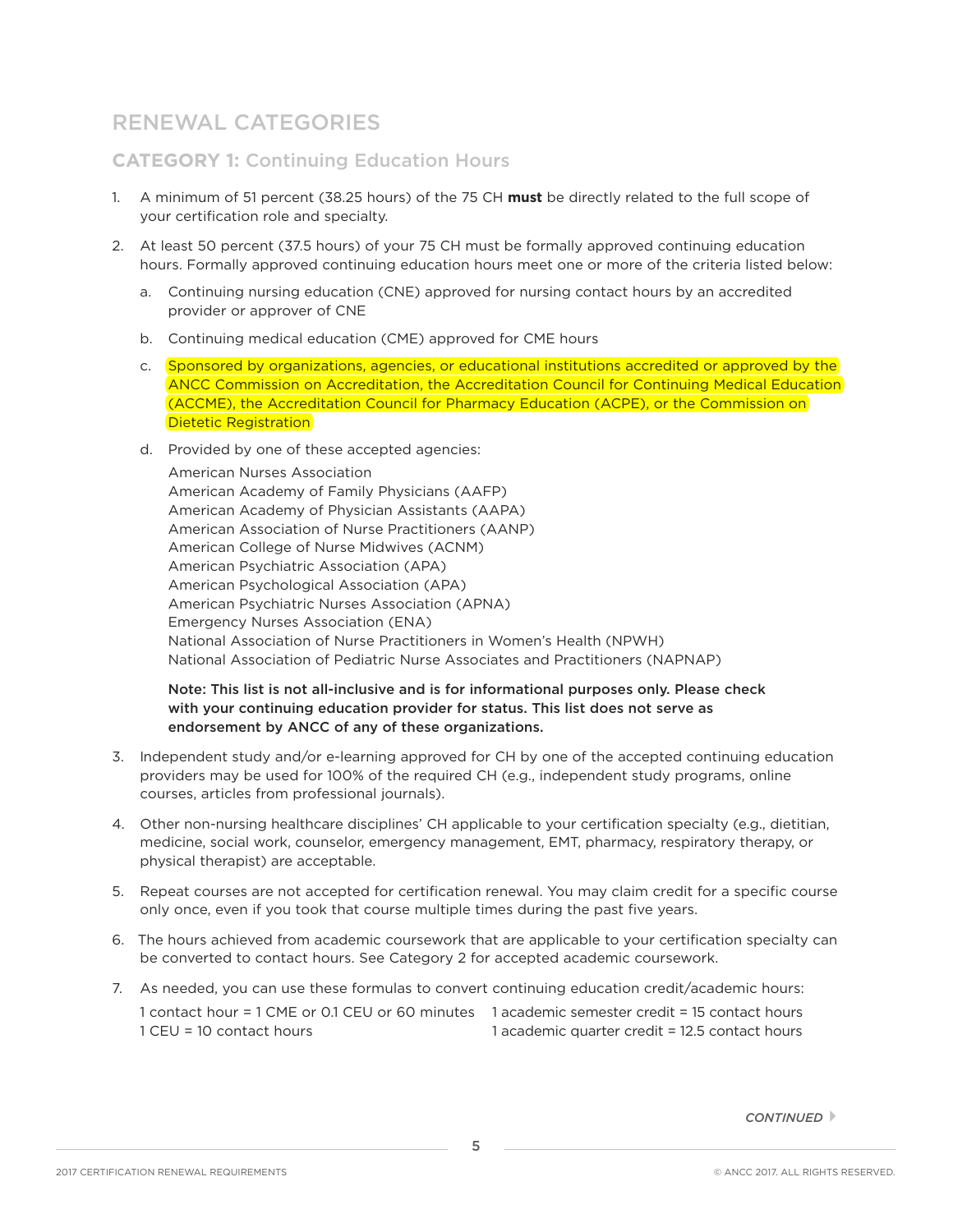## RENEWAL CATEGORIES

### **CATEGORY 1:** Continuing Education Hours

1. A minimum of 51 percent (38.25 hours) of the 75 CH **must** be directly related to the full scope of your certification role and specialty.
2. At least 50 percent (37.5 hours) of your 75 CH must be formally approved continuing education hours. Formally approved continuing education hours meet one or more of the criteria listed below:
   a. Continuing nursing education (CNE) approved for nursing contact hours by an accredited provider or approver of CNE
   b. Continuing medical education (CME) approved for CME hours
   c. Sponsored by organizations, agencies, or educational institutions accredited or approved by the ANCC Commission on Accreditation, the Accreditation Council for Continuing Medical Education (ACCME), the Accreditation Council for Pharmacy Education (ACPE), or the Commission on Dietetic Registration
   d. Provided by one of these accepted agencies:

      American Nurses Association
      American Academy of Family Physicians (AAFP)
      American Academy of Physician Assistants (AAPA)
      American Association of Nurse Practitioners (AANP)
      American College of Nurse Midwives (ACNM)
      American Psychiatric Association (APA)
      American Psychological Association (APA)
      American Psychiatric Nurses Association (APNA)
      Emergency Nurses Association (ENA)
      National Association of Nurse Practitioners in Women's Health (NPWH)
      National Association of Pediatric Nurse Associates and Practitioners (NAPNAP)

      **Note: This list is not all-inclusive and is for informational purposes only. Please check with your continuing education provider for status. This list does not serve as endorsement by ANCC of any of these organizations.**
3. Independent study and/or e-learning approved for CH by one of the accepted continuing education providers may be used for 100% of the required CH (e.g., independent study programs, online courses, articles from professional journals).
4. Other non-nursing healthcare disciplines' CH applicable to your certification specialty (e.g., dietitian, medicine, social work, counselor, emergency management, EMT, pharmacy, respiratory therapy, or physical therapist) are acceptable.
5. Repeat courses are not accepted for certification renewal. You may claim credit for a specific course only once, even if you took that course multiple times during the past five years.
6. The hours achieved from academic coursework that are applicable to your certification specialty can be converted to contact hours. See Category 2 for accepted academic coursework.
7. As needed, you can use these formulas to convert continuing education credit/academic hours:

   1 contact hour = 1 CME or 0.1 CEU or 60 minutes
   1 CEU = 10 contact hours
   1 academic semester credit = 15 contact hours
   1 academic quarter credit = 12.5 contact hours

*CONTINUED*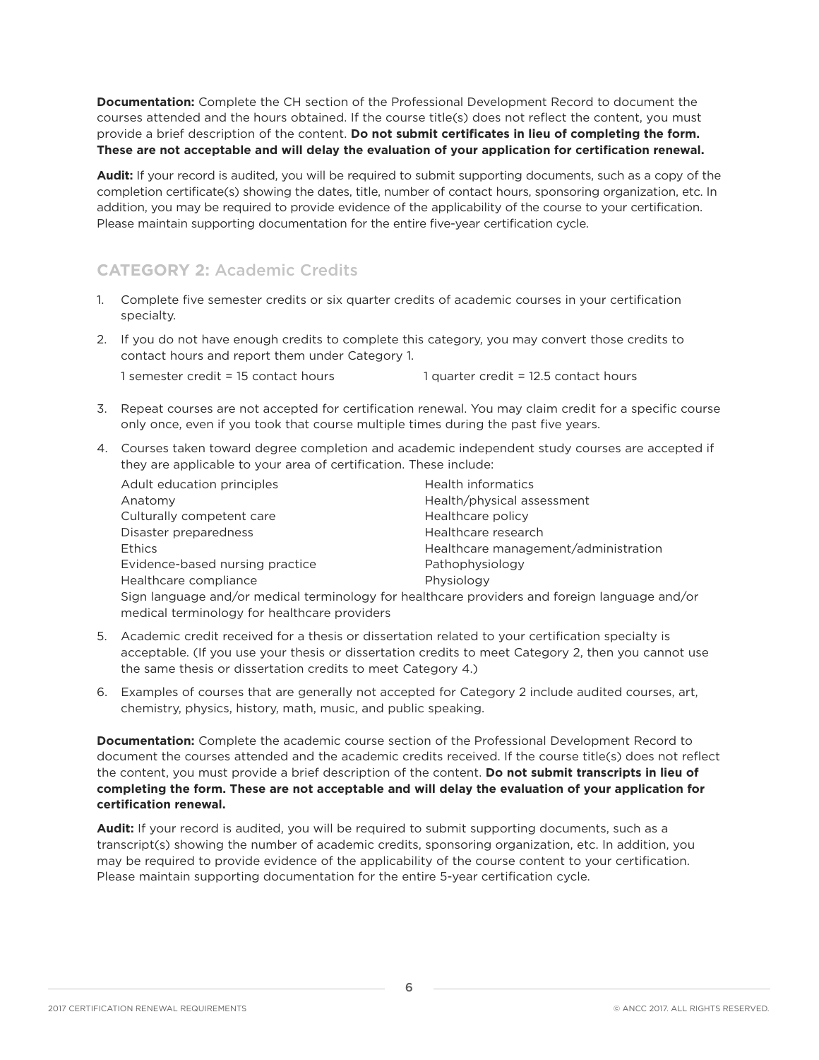**Documentation:** Complete the CH section of the Professional Development Record to document the courses attended and the hours obtained. If the course title(s) does not reflect the content, you must provide a brief description of the content. **Do not submit certificates in lieu of completing the form. These are not acceptable and will delay the evaluation of your application for certification renewal.**

**Audit:** If your record is audited, you will be required to submit supporting documents, such as a copy of the completion certificate(s) showing the dates, title, number of contact hours, sponsoring organization, etc. In addition, you may be required to provide evidence of the applicability of the course to your certification. Please maintain supporting documentation for the entire five-year certification cycle.

## CATEGORY 2: Academic Credits

1. Complete five semester credits or six quarter credits of academic courses in your certification specialty.
2. If you do not have enough credits to complete this category, you may convert those credits to contact hours and report them under Category 1.

   1 semester credit = 15 contact hours          1 quarter credit = 12.5 contact hours

3. Repeat courses are not accepted for certification renewal. You may claim credit for a specific course only once, even if you took that course multiple times during the past five years.
4. Courses taken toward degree completion and academic independent study courses are accepted if they are applicable to your area of certification. These include:

   - Adult education principles
   - Anatomy
   - Culturally competent care
   - Disaster preparedness
   - Ethics
   - Evidence-based nursing practice
   - Healthcare compliance
   - Health informatics
   - Health/physical assessment
   - Healthcare policy
   - Healthcare research
   - Healthcare management/administration
   - Pathophysiology
   - Physiology
   - Sign language and/or medical terminology for healthcare providers and foreign language and/or medical terminology for healthcare providers

5. Academic credit received for a thesis or dissertation related to your certification specialty is acceptable. (If you use your thesis or dissertation credits to meet Category 2, then you cannot use the same thesis or dissertation credits to meet Category 4.)
6. Examples of courses that are generally not accepted for Category 2 include audited courses, art, chemistry, physics, history, math, music, and public speaking.

**Documentation:** Complete the academic course section of the Professional Development Record to document the courses attended and the academic credits received. If the course title(s) does not reflect the content, you must provide a brief description of the content. **Do not submit transcripts in lieu of completing the form. These are not acceptable and will delay the evaluation of your application for certification renewal.**

**Audit:** If your record is audited, you will be required to submit supporting documents, such as a transcript(s) showing the number of academic credits, sponsoring organization, etc. In addition, you may be required to provide evidence of the applicability of the course content to your certification. Please maintain supporting documentation for the entire 5-year certification cycle.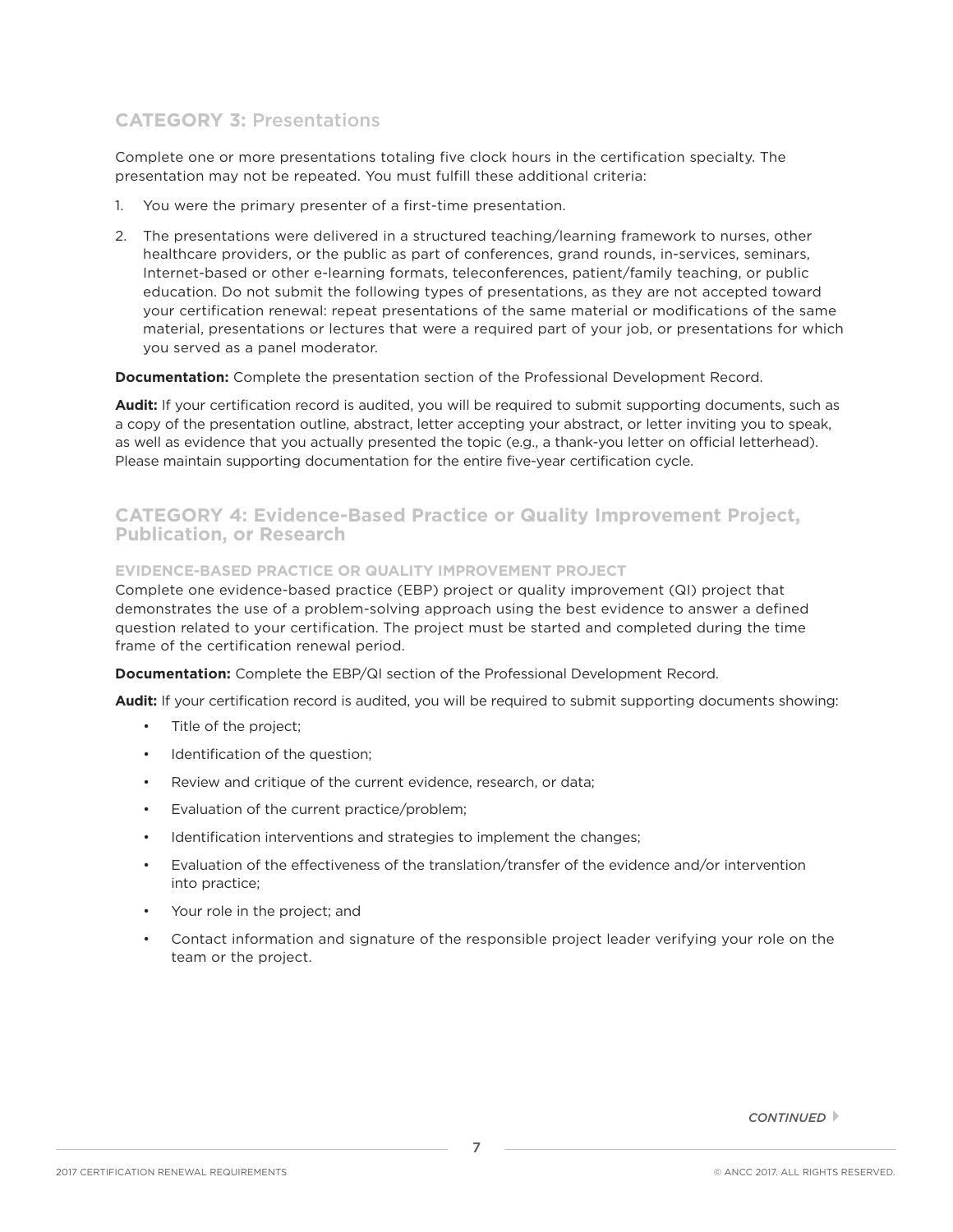## CATEGORY 3: Presentations

Complete one or more presentations totaling five clock hours in the certification specialty. The presentation may not be repeated. You must fulfill these additional criteria:

1. You were the primary presenter of a first-time presentation.
2. The presentations were delivered in a structured teaching/learning framework to nurses, other healthcare providers, or the public as part of conferences, grand rounds, in-services, seminars, Internet-based or other e-learning formats, teleconferences, patient/family teaching, or public education. Do not submit the following types of presentations, as they are not accepted toward your certification renewal: repeat presentations of the same material or modifications of the same material, presentations or lectures that were a required part of your job, or presentations for which you served as a panel moderator.

**Documentation:** Complete the presentation section of the Professional Development Record.

**Audit:** If your certification record is audited, you will be required to submit supporting documents, such as a copy of the presentation outline, abstract, letter accepting your abstract, or letter inviting you to speak, as well as evidence that you actually presented the topic (e.g., a thank-you letter on official letterhead). Please maintain supporting documentation for the entire five-year certification cycle.

## CATEGORY 4: Evidence-Based Practice or Quality Improvement Project, Publication, or Research

### EVIDENCE-BASED PRACTICE OR QUALITY IMPROVEMENT PROJECT

Complete one evidence-based practice (EBP) project or quality improvement (QI) project that demonstrates the use of a problem-solving approach using the best evidence to answer a defined question related to your certification. The project must be started and completed during the time frame of the certification renewal period.

**Documentation:** Complete the EBP/QI section of the Professional Development Record.

**Audit:** If your certification record is audited, you will be required to submit supporting documents showing:

- Title of the project;
- Identification of the question;
- Review and critique of the current evidence, research, or data;
- Evaluation of the current practice/problem;
- Identification interventions and strategies to implement the changes;
- Evaluation of the effectiveness of the translation/transfer of the evidence and/or intervention into practice;
- Your role in the project; and
- Contact information and signature of the responsible project leader verifying your role on the team or the project.

*CONTINUED*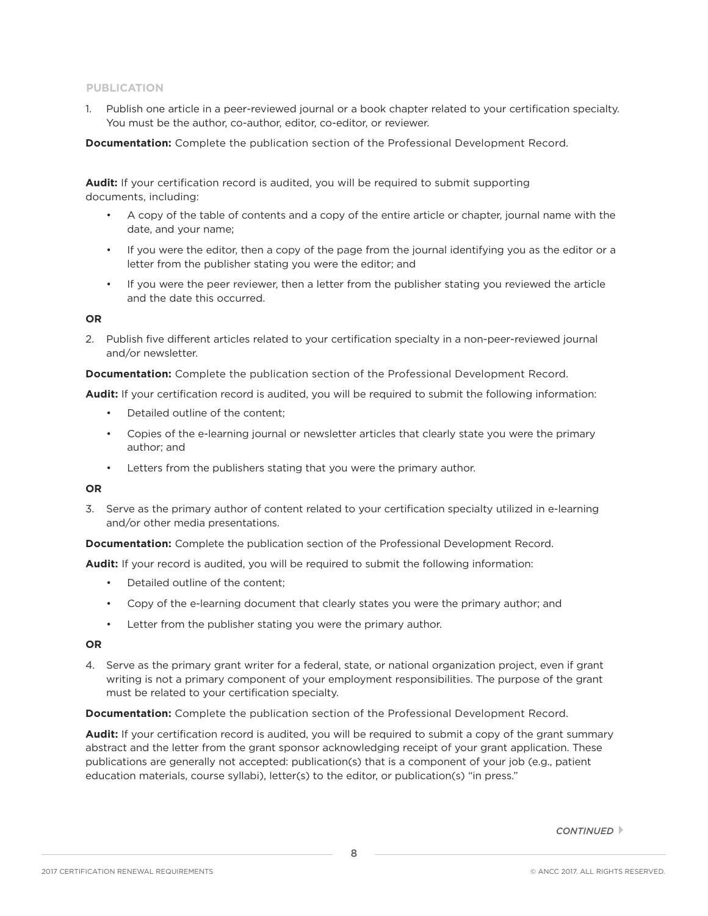## PUBLICATION

1. Publish one article in a peer-reviewed journal or a book chapter related to your certification specialty. You must be the author, co-author, editor, co-editor, or reviewer.

**Documentation:** Complete the publication section of the Professional Development Record.

**Audit:** If your certification record is audited, you will be required to submit supporting documents, including:

- A copy of the table of contents and a copy of the entire article or chapter, journal name with the date, and your name;
- If you were the editor, then a copy of the page from the journal identifying you as the editor or a letter from the publisher stating you were the editor; and
- If you were the peer reviewer, then a letter from the publisher stating you reviewed the article and the date this occurred.

**OR**

2. Publish five different articles related to your certification specialty in a non-peer-reviewed journal and/or newsletter.

**Documentation:** Complete the publication section of the Professional Development Record.

**Audit:** If your certification record is audited, you will be required to submit the following information:

- Detailed outline of the content;
- Copies of the e-learning journal or newsletter articles that clearly state you were the primary author; and
- Letters from the publishers stating that you were the primary author.

**OR**

3. Serve as the primary author of content related to your certification specialty utilized in e-learning and/or other media presentations.

**Documentation:** Complete the publication section of the Professional Development Record.

**Audit:** If your record is audited, you will be required to submit the following information:

- Detailed outline of the content;
- Copy of the e-learning document that clearly states you were the primary author; and
- Letter from the publisher stating you were the primary author.

**OR**

4. Serve as the primary grant writer for a federal, state, or national organization project, even if grant writing is not a primary component of your employment responsibilities. The purpose of the grant must be related to your certification specialty.

**Documentation:** Complete the publication section of the Professional Development Record.

**Audit:** If your certification record is audited, you will be required to submit a copy of the grant summary abstract and the letter from the grant sponsor acknowledging receipt of your grant application. These publications are generally not accepted: publication(s) that is a component of your job (e.g., patient education materials, course syllabi), letter(s) to the editor, or publication(s) "in press."

*CONTINUED*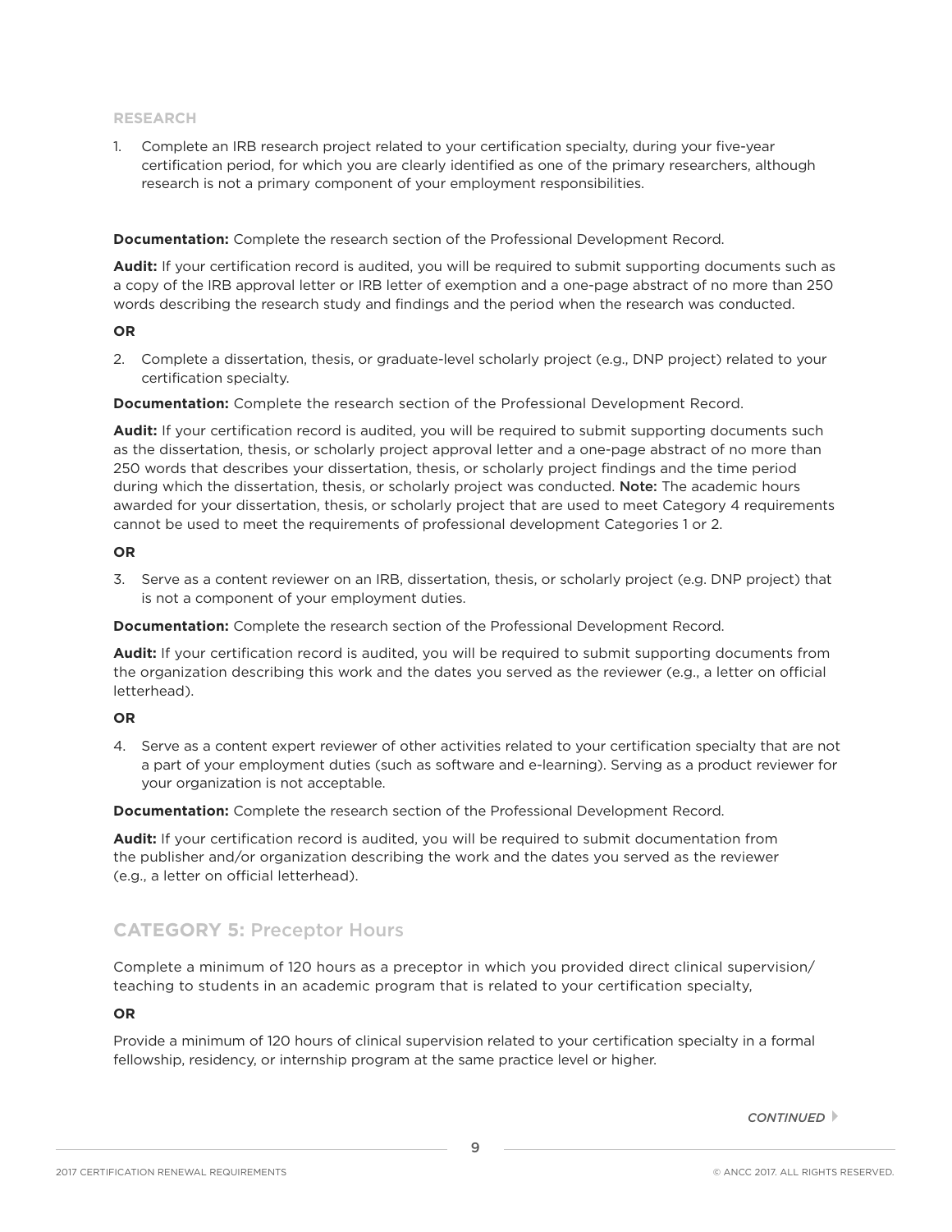### RESEARCH

1. Complete an IRB research project related to your certification specialty, during your five-year certification period, for which you are clearly identified as one of the primary researchers, although research is not a primary component of your employment responsibilities.

**Documentation:** Complete the research section of the Professional Development Record.

**Audit:** If your certification record is audited, you will be required to submit supporting documents such as a copy of the IRB approval letter or IRB letter of exemption and a one-page abstract of no more than 250 words describing the research study and findings and the period when the research was conducted.

**OR**

2. Complete a dissertation, thesis, or graduate-level scholarly project (e.g., DNP project) related to your certification specialty.

**Documentation:** Complete the research section of the Professional Development Record.

**Audit:** If your certification record is audited, you will be required to submit supporting documents such as the dissertation, thesis, or scholarly project approval letter and a one-page abstract of no more than 250 words that describes your dissertation, thesis, or scholarly project findings and the time period during which the dissertation, thesis, or scholarly project was conducted. **Note:** The academic hours awarded for your dissertation, thesis, or scholarly project that are used to meet Category 4 requirements cannot be used to meet the requirements of professional development Categories 1 or 2.

**OR**

3. Serve as a content reviewer on an IRB, dissertation, thesis, or scholarly project (e.g. DNP project) that is not a component of your employment duties.

**Documentation:** Complete the research section of the Professional Development Record.

**Audit:** If your certification record is audited, you will be required to submit supporting documents from the organization describing this work and the dates you served as the reviewer (e.g., a letter on official letterhead).

**OR**

4. Serve as a content expert reviewer of other activities related to your certification specialty that are not a part of your employment duties (such as software and e-learning). Serving as a product reviewer for your organization is not acceptable.

**Documentation:** Complete the research section of the Professional Development Record.

**Audit:** If your certification record is audited, you will be required to submit documentation from the publisher and/or organization describing the work and the dates you served as the reviewer (e.g., a letter on official letterhead).

## CATEGORY 5: Preceptor Hours

Complete a minimum of 120 hours as a preceptor in which you provided direct clinical supervision/ teaching to students in an academic program that is related to your certification specialty,

**OR**

Provide a minimum of 120 hours of clinical supervision related to your certification specialty in a formal fellowship, residency, or internship program at the same practice level or higher.

*CONTINUED*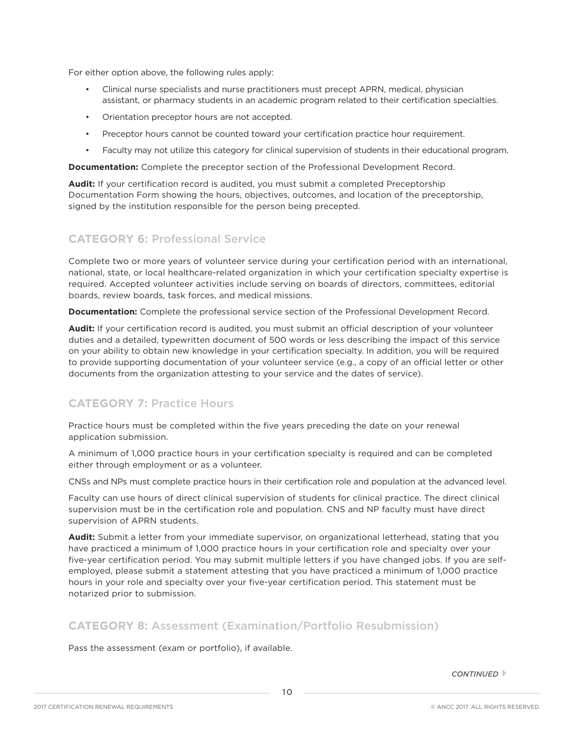For either option above, the following rules apply:

- Clinical nurse specialists and nurse practitioners must precept APRN, medical, physician assistant, or pharmacy students in an academic program related to their certification specialties.
- Orientation preceptor hours are not accepted.
- Preceptor hours cannot be counted toward your certification practice hour requirement.
- Faculty may not utilize this category for clinical supervision of students in their educational program.

**Documentation:** Complete the preceptor section of the Professional Development Record.

**Audit:** If your certification record is audited, you must submit a completed Preceptorship Documentation Form showing the hours, objectives, outcomes, and location of the preceptorship, signed by the institution responsible for the person being precepted.

## CATEGORY 6: Professional Service

Complete two or more years of volunteer service during your certification period with an international, national, state, or local healthcare-related organization in which your certification specialty expertise is required. Accepted volunteer activities include serving on boards of directors, committees, editorial boards, review boards, task forces, and medical missions.

**Documentation:** Complete the professional service section of the Professional Development Record.

**Audit:** If your certification record is audited, you must submit an official description of your volunteer duties and a detailed, typewritten document of 500 words or less describing the impact of this service on your ability to obtain new knowledge in your certification specialty. In addition, you will be required to provide supporting documentation of your volunteer service (e.g., a copy of an official letter or other documents from the organization attesting to your service and the dates of service).

## CATEGORY 7: Practice Hours

Practice hours must be completed within the five years preceding the date on your renewal application submission.

A minimum of 1,000 practice hours in your certification specialty is required and can be completed either through employment or as a volunteer.

CNSs and NPs must complete practice hours in their certification role and population at the advanced level.

Faculty can use hours of direct clinical supervision of students for clinical practice. The direct clinical supervision must be in the certification role and population. CNS and NP faculty must have direct supervision of APRN students.

**Audit:** Submit a letter from your immediate supervisor, on organizational letterhead, stating that you have practiced a minimum of 1,000 practice hours in your certification role and specialty over your five-year certification period. You may submit multiple letters if you have changed jobs. If you are self-employed, please submit a statement attesting that you have practiced a minimum of 1,000 practice hours in your role and specialty over your five-year certification period. This statement must be notarized prior to submission.

## CATEGORY 8: Assessment (Examination/Portfolio Resubmission)

Pass the assessment (exam or portfolio), if available.

*CONTINUED*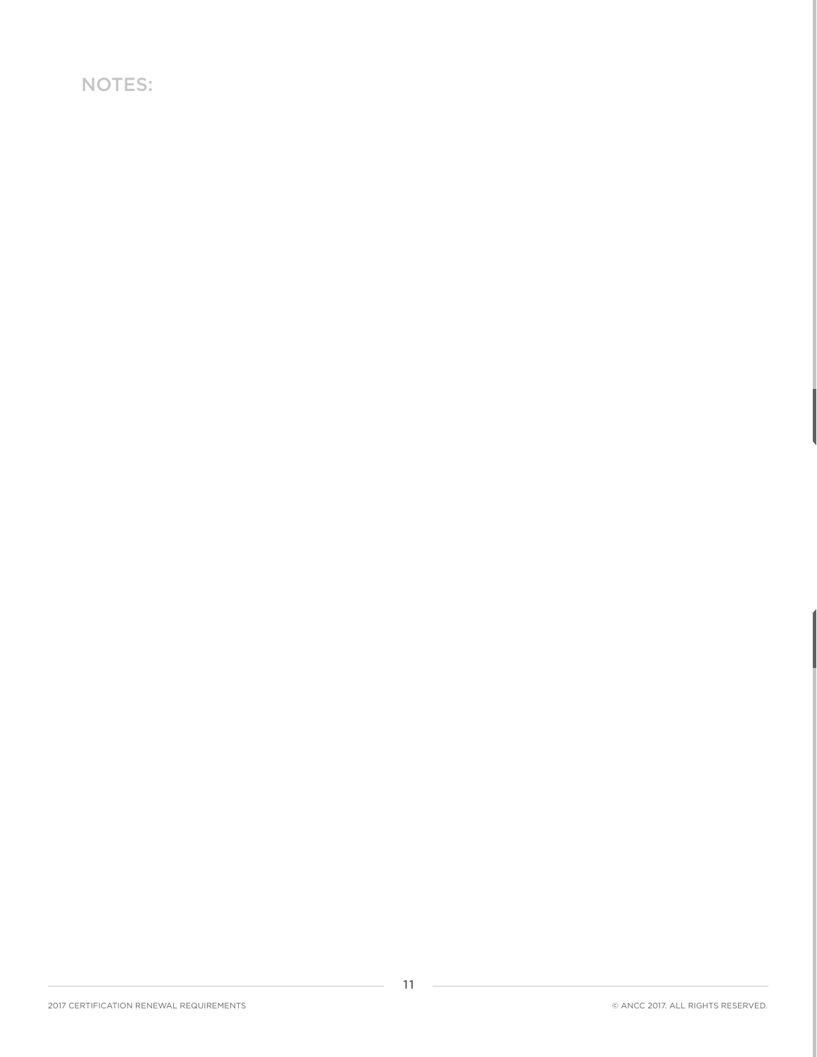NOTES: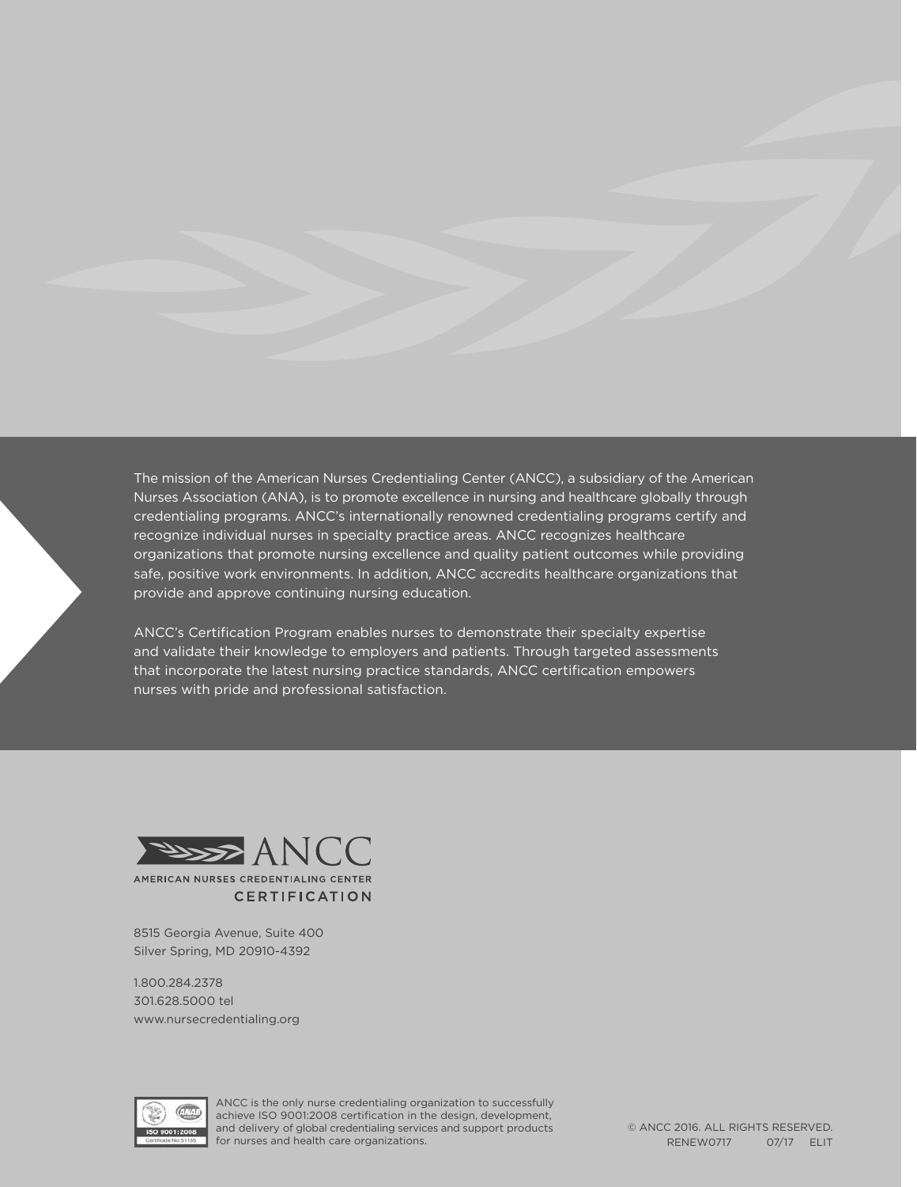The mission of the American Nurses Credentialing Center (ANCC), a subsidiary of the American Nurses Association (ANA), is to promote excellence in nursing and healthcare globally through credentialing programs. ANCC's internationally renowned credentialing programs certify and recognize individual nurses in specialty practice areas. ANCC recognizes healthcare organizations that promote nursing excellence and quality patient outcomes while providing safe, positive work environments. In addition, ANCC accredits healthcare organizations that provide and approve continuing nursing education.

ANCC's Certification Program enables nurses to demonstrate their specialty expertise and validate their knowledge to employers and patients. Through targeted assessments that incorporate the latest nursing practice standards, ANCC certification empowers nurses with pride and professional satisfaction.

ANCC
AMERICAN NURSES CREDENTIALING CENTER
CERTIFICATION

8515 Georgia Avenue, Suite 400
Silver Spring, MD 20910-4392

1.800.284.2378
301.628.5000 tel
www.nursecredentialing.org

ISO 9001:2008
Certificate No: 51135

ANCC is the only nurse credentialing organization to successfully achieve ISO 9001:2008 certification in the design, development, and delivery of global credentialing services and support products for nurses and health care organizations.

© ANCC 2016. ALL RIGHTS RESERVED.
RENEW0717 07/17 ELIT